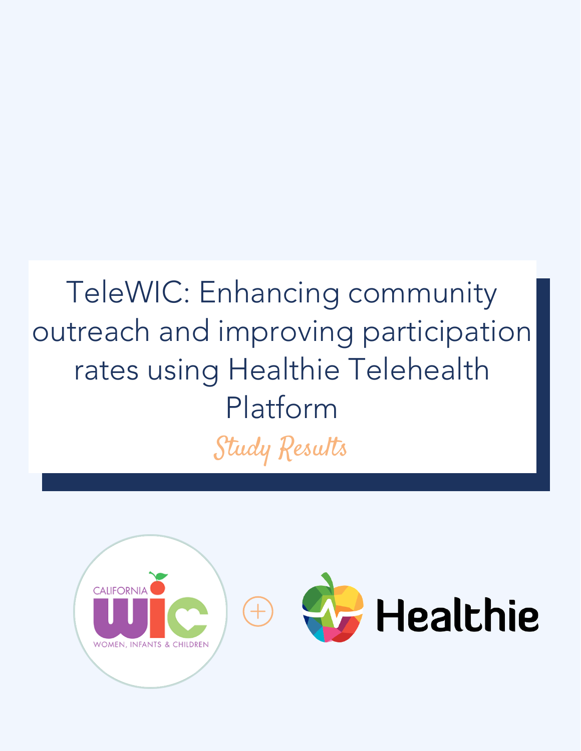# TeleWIC: Enhancing community outreach and improving participation rates using Healthie Telehealth Platform

*Study Results*

CALIFORNIA WIC
WOMEN, INFANTS & CHILDREN

Healthie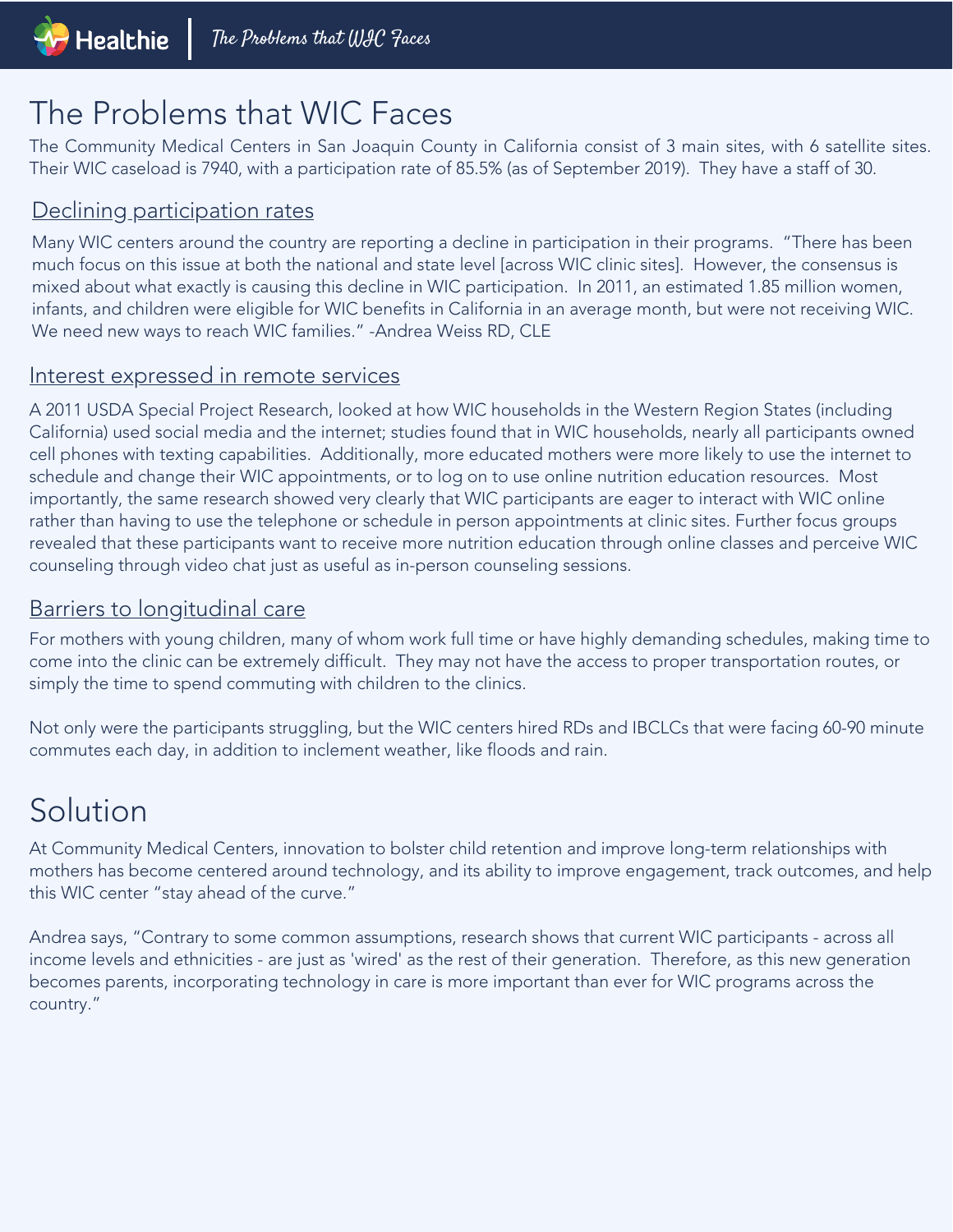# The Problems that WIC Faces

The Community Medical Centers in San Joaquin County in California consist of 3 main sites, with 6 satellite sites. Their WIC caseload is 7940, with a participation rate of 85.5% (as of September 2019). They have a staff of 30.

## Declining participation rates

Many WIC centers around the country are reporting a decline in participation in their programs. "There has been much focus on this issue at both the national and state level [across WIC clinic sites]. However, the consensus is mixed about what exactly is causing this decline in WIC participation. In 2011, an estimated 1.85 million women, infants, and children were eligible for WIC benefits in California in an average month, but were not receiving WIC. We need new ways to reach WIC families." -Andrea Weiss RD, CLE

## Interest expressed in remote services

A 2011 USDA Special Project Research, looked at how WIC households in the Western Region States (including California) used social media and the internet; studies found that in WIC households, nearly all participants owned cell phones with texting capabilities. Additionally, more educated mothers were more likely to use the internet to schedule and change their WIC appointments, or to log on to use online nutrition education resources. Most importantly, the same research showed very clearly that WIC participants are eager to interact with WIC online rather than having to use the telephone or schedule in person appointments at clinic sites. Further focus groups revealed that these participants want to receive more nutrition education through online classes and perceive WIC counseling through video chat just as useful as in-person counseling sessions.

## Barriers to longitudinal care

For mothers with young children, many of whom work full time or have highly demanding schedules, making time to come into the clinic can be extremely difficult. They may not have the access to proper transportation routes, or simply the time to spend commuting with children to the clinics.

Not only were the participants struggling, but the WIC centers hired RDs and IBCLCs that were facing 60-90 minute commutes each day, in addition to inclement weather, like floods and rain.

# Solution

At Community Medical Centers, innovation to bolster child retention and improve long-term relationships with mothers has become centered around technology, and its ability to improve engagement, track outcomes, and help this WIC center "stay ahead of the curve."

Andrea says, "Contrary to some common assumptions, research shows that current WIC participants - across all income levels and ethnicities - are just as 'wired' as the rest of their generation. Therefore, as this new generation becomes parents, incorporating technology in care is more important than ever for WIC programs across the country."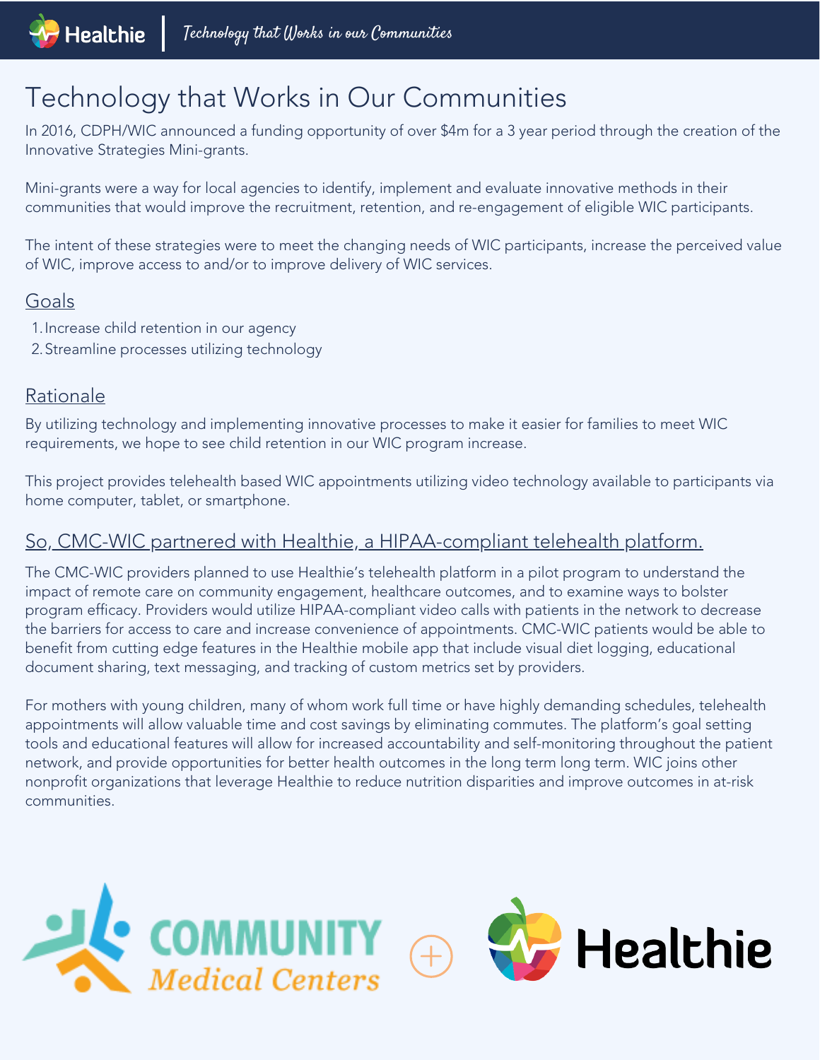# Technology that Works in Our Communities

In 2016, CDPH/WIC announced a funding opportunity of over $4m for a 3 year period through the creation of the Innovative Strategies Mini-grants.

Mini-grants were a way for local agencies to identify, implement and evaluate innovative methods in their communities that would improve the recruitment, retention, and re-engagement of eligible WIC participants.

The intent of these strategies were to meet the changing needs of WIC participants, increase the perceived value of WIC, improve access to and/or to improve delivery of WIC services.

## Goals

1. Increase child retention in our agency
2. Streamline processes utilizing technology

## Rationale

By utilizing technology and implementing innovative processes to make it easier for families to meet WIC requirements, we hope to see child retention in our WIC program increase.

This project provides telehealth based WIC appointments utilizing video technology available to participants via home computer, tablet, or smartphone.

## So, CMC-WIC partnered with Healthie, a HIPAA-compliant telehealth platform.

The CMC-WIC providers planned to use Healthie's telehealth platform in a pilot program to understand the impact of remote care on community engagement, healthcare outcomes, and to examine ways to bolster program efficacy. Providers would utilize HIPAA-compliant video calls with patients in the network to decrease the barriers for access to care and increase convenience of appointments. CMC-WIC patients would be able to benefit from cutting edge features in the Healthie mobile app that include visual diet logging, educational document sharing, text messaging, and tracking of custom metrics set by providers.

For mothers with young children, many of whom work full time or have highly demanding schedules, telehealth appointments will allow valuable time and cost savings by eliminating commutes. The platform's goal setting tools and educational features will allow for increased accountability and self-monitoring throughout the patient network, and provide opportunities for better health outcomes in the long term long term. WIC joins other nonprofit organizations that leverage Healthie to reduce nutrition disparities and improve outcomes in at-risk communities.

COMMUNITY *Medical Centers* + Healthie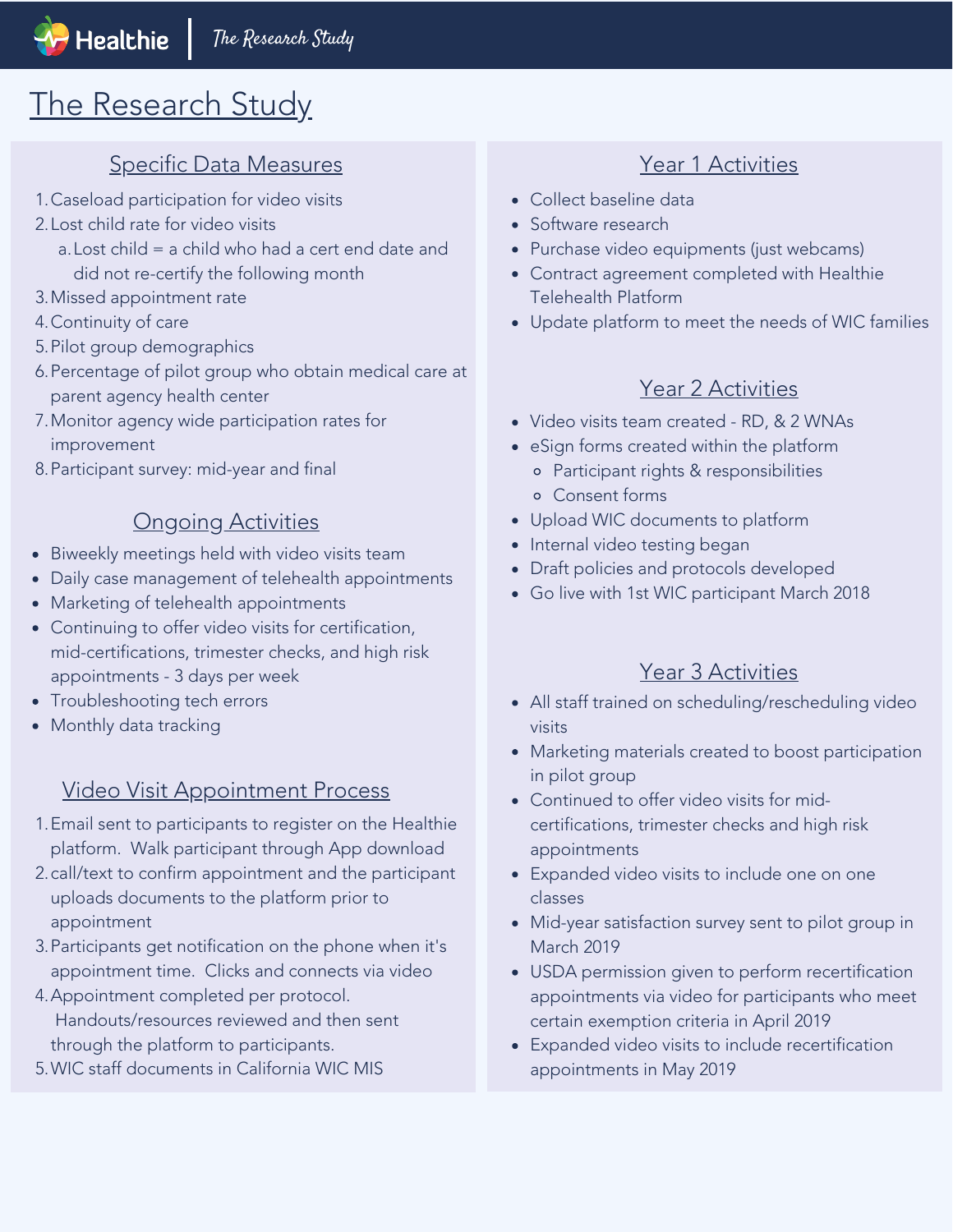# The Research Study

## Specific Data Measures

1. Caseload participation for video visits
2. Lost child rate for video visits
   a. Lost child = a child who had a cert end date and did not re-certify the following month
3. Missed appointment rate
4. Continuity of care
5. Pilot group demographics
6. Percentage of pilot group who obtain medical care at parent agency health center
7. Monitor agency wide participation rates for improvement
8. Participant survey: mid-year and final

## Ongoing Activities

- Biweekly meetings held with video visits team
- Daily case management of telehealth appointments
- Marketing of telehealth appointments
- Continuing to offer video visits for certification, mid-certifications, trimester checks, and high risk appointments - 3 days per week
- Troubleshooting tech errors
- Monthly data tracking

## Video Visit Appointment Process

1. Email sent to participants to register on the Healthie platform. Walk participant through App download
2. call/text to confirm appointment and the participant uploads documents to the platform prior to appointment
3. Participants get notification on the phone when it's appointment time. Clicks and connects via video
4. Appointment completed per protocol. Handouts/resources reviewed and then sent through the platform to participants.
5. WIC staff documents in California WIC MIS

## Year 1 Activities

- Collect baseline data
- Software research
- Purchase video equipments (just webcams)
- Contract agreement completed with Healthie Telehealth Platform
- Update platform to meet the needs of WIC families

## Year 2 Activities

- Video visits team created - RD, & 2 WNAs
- eSign forms created within the platform
  - Participant rights & responsibilities
  - Consent forms
- Upload WIC documents to platform
- Internal video testing began
- Draft policies and protocols developed
- Go live with 1st WIC participant March 2018

## Year 3 Activities

- All staff trained on scheduling/rescheduling video visits
- Marketing materials created to boost participation in pilot group
- Continued to offer video visits for mid-certifications, trimester checks and high risk appointments
- Expanded video visits to include one on one classes
- Mid-year satisfaction survey sent to pilot group in March 2019
- USDA permission given to perform recertification appointments via video for participants who meet certain exemption criteria in April 2019
- Expanded video visits to include recertification appointments in May 2019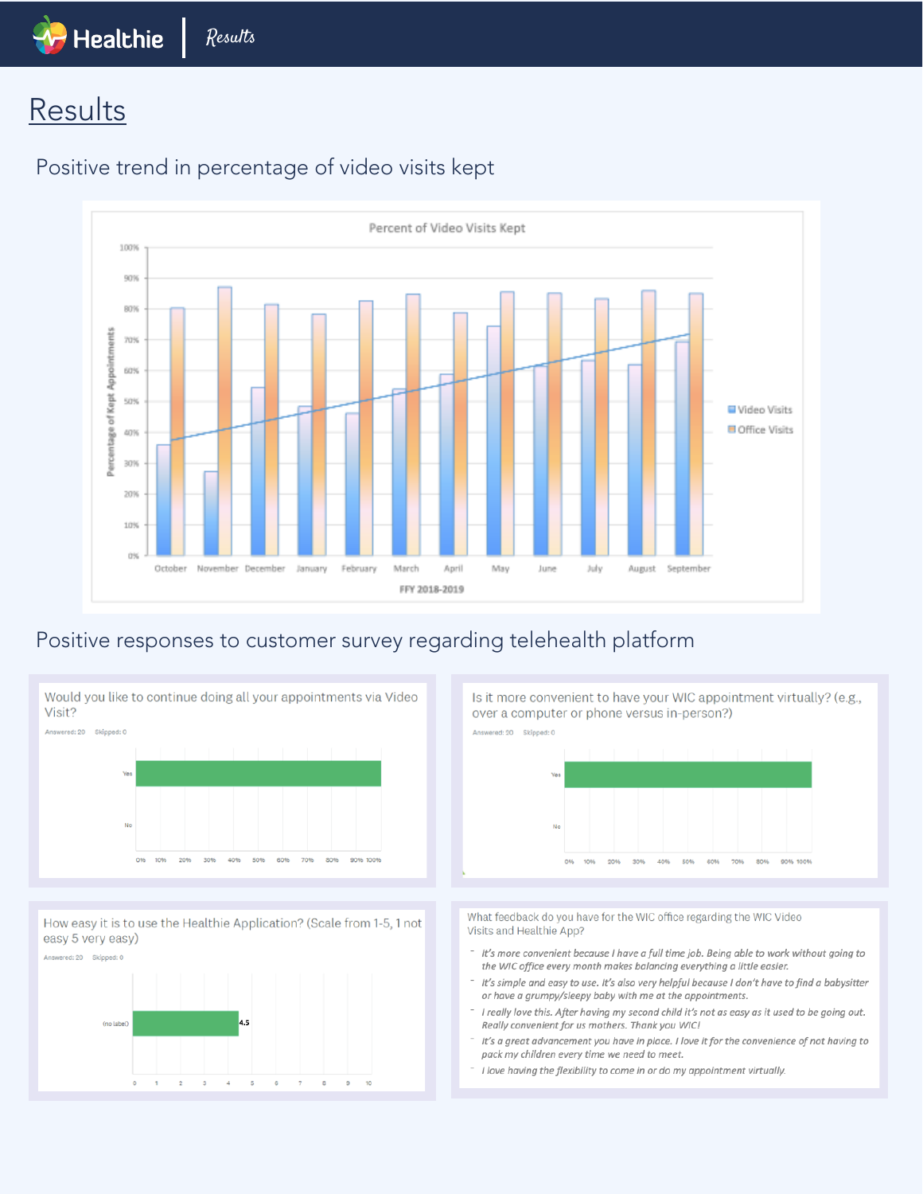# Results

## Positive trend in percentage of video visits kept

**Percent of Video Visits Kept**

Percentage of Kept Appointments

FFY 2018-2019

Months: October, November, December, January, February, March, April, May, June, July, August, September

Legend: Video Visits, Office Visits

## Positive responses to customer survey regarding telehealth platform

**Would you like to continue doing all your appointments via Video Visit?**

Answered: 20  Skipped: 0

Yes, No

**Is it more convenient to have your WIC appointment virtually? (e.g., over a computer or phone versus in-person?)**

Answered: 20  Skipped: 0

Yes, No

**How easy it is to use the Healthie Application? (Scale from 1-5, 1 not easy 5 very easy)**

Answered: 20  Skipped: 0

(no label) 4.5

**What feedback do you have for the WIC office regarding the WIC Video Visits and Healthie App?**

- *It's more convenient because I have a full time job. Being able to work without going to the WIC office every month makes balancing everything a little easier.*
- *It's simple and easy to use. It's also very helpful because I don't have to find a babysitter or have a grumpy/sleepy baby with me at the appointments.*
- *I really love this. After having my second child it's not as easy as it used to be going out. Really convenient for us mothers. Thank you WIC!*
- *It's a great advancement you have in place. I love it for the convenience of not having to pack my children every time we need to meet.*
- *I love having the flexibility to come in or do my appointment virtually.*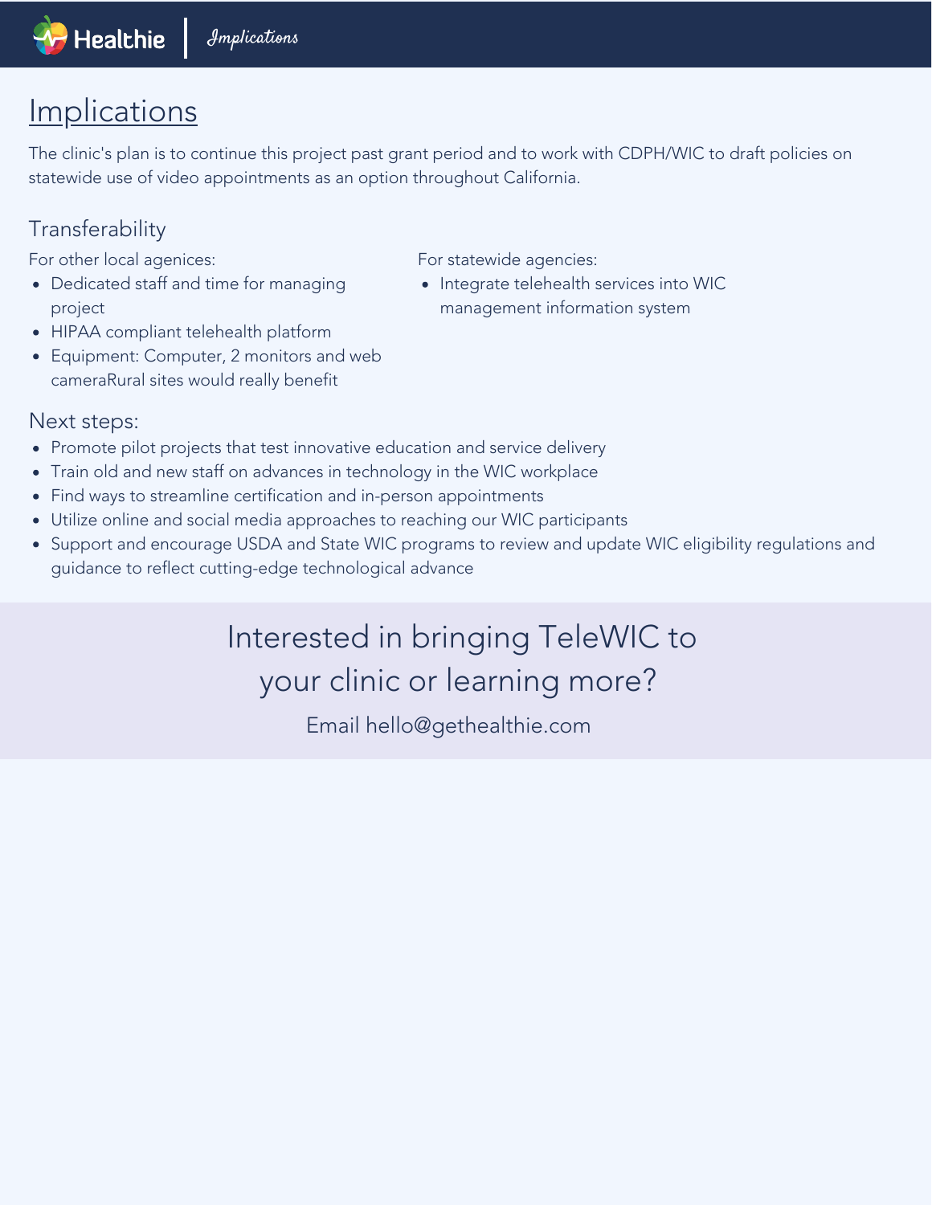# Implications

The clinic's plan is to continue this project past grant period and to work with CDPH/WIC to draft policies on statewide use of video appointments as an option throughout California.

## Transferability

For other local agenices:

- Dedicated staff and time for managing project
- HIPAA compliant telehealth platform
- Equipment: Computer, 2 monitors and web cameraRural sites would really benefit

For statewide agencies:

- Integrate telehealth services into WIC management information system

## Next steps:

- Promote pilot projects that test innovative education and service delivery
- Train old and new staff on advances in technology in the WIC workplace
- Find ways to streamline certification and in-person appointments
- Utilize online and social media approaches to reaching our WIC participants
- Support and encourage USDA and State WIC programs to review and update WIC eligibility regulations and guidance to reflect cutting-edge technological advance

## Interested in bringing TeleWIC to your clinic or learning more?

Email hello@gethealthie.com